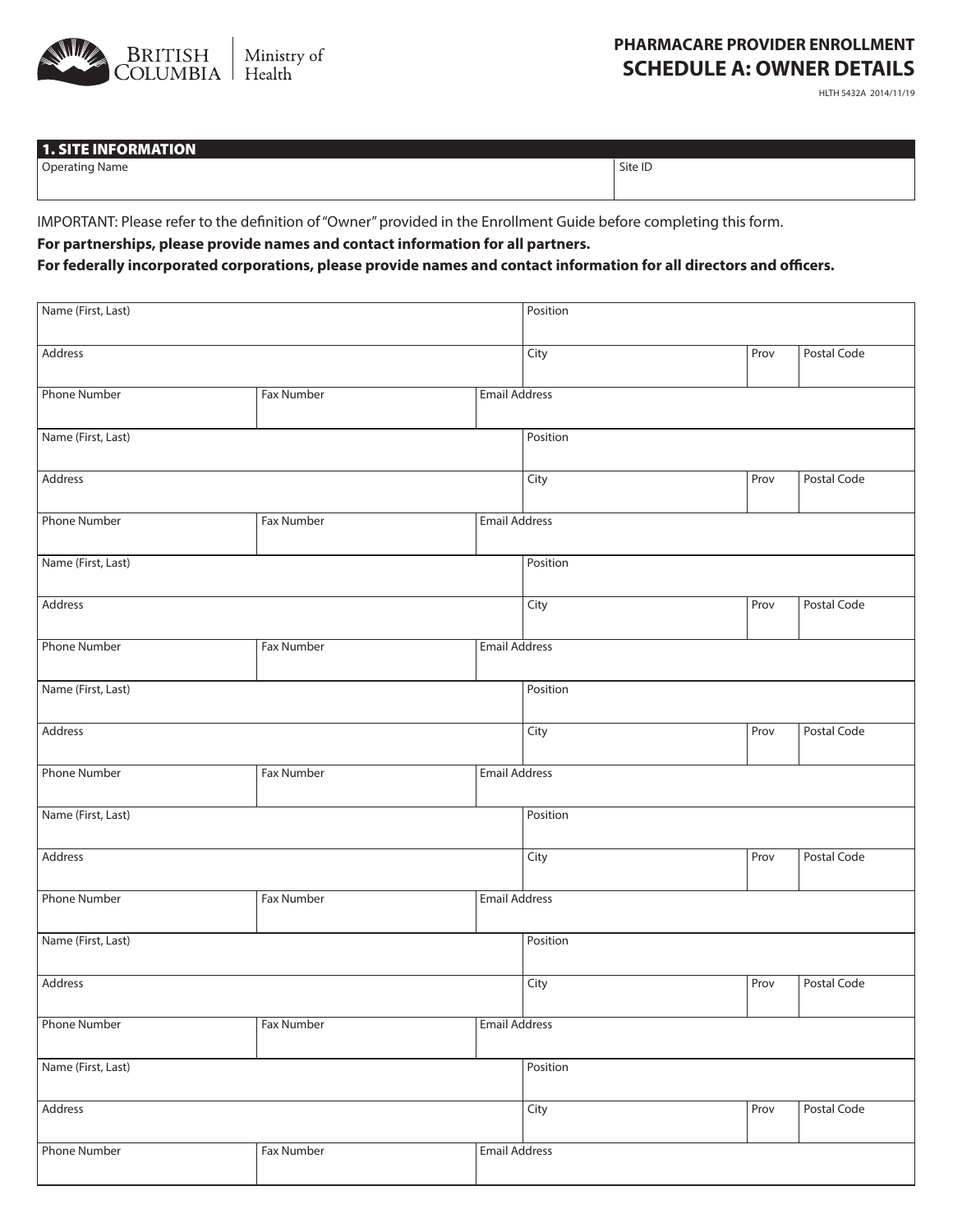BRITISH COLUMBIA | Ministry of Health

# PHARMACARE PROVIDER ENROLLMENT
# SCHEDULE A: OWNER DETAILS

HLTH 5432A 2014/11/19

## 1. SITE INFORMATION

| Operating Name | Site ID |
|---|---|
| | |

IMPORTANT: Please refer to the definition of "Owner" provided in the Enrollment Guide before completing this form.

**For partnerships, please provide names and contact information for all partners.**

**For federally incorporated corporations, please provide names and contact information for all directors and officers.**

| Name (First, Last) | | | Position | | |
|---|---|---|---|---|---|
| Address | | | City | Prov | Postal Code |
| Phone Number | Fax Number | Email Address | | | |
| Name (First, Last) | | | Position | | |
| Address | | | City | Prov | Postal Code |
| Phone Number | Fax Number | Email Address | | | |
| Name (First, Last) | | | Position | | |
| Address | | | City | Prov | Postal Code |
| Phone Number | Fax Number | Email Address | | | |
| Name (First, Last) | | | Position | | |
| Address | | | City | Prov | Postal Code |
| Phone Number | Fax Number | Email Address | | | |
| Name (First, Last) | | | Position | | |
| Address | | | City | Prov | Postal Code |
| Phone Number | Fax Number | Email Address | | | |
| Name (First, Last) | | | Position | | |
| Address | | | City | Prov | Postal Code |
| Phone Number | Fax Number | Email Address | | | |
| Name (First, Last) | | | Position | | |
| Address | | | City | Prov | Postal Code |
| Phone Number | Fax Number | Email Address | | | |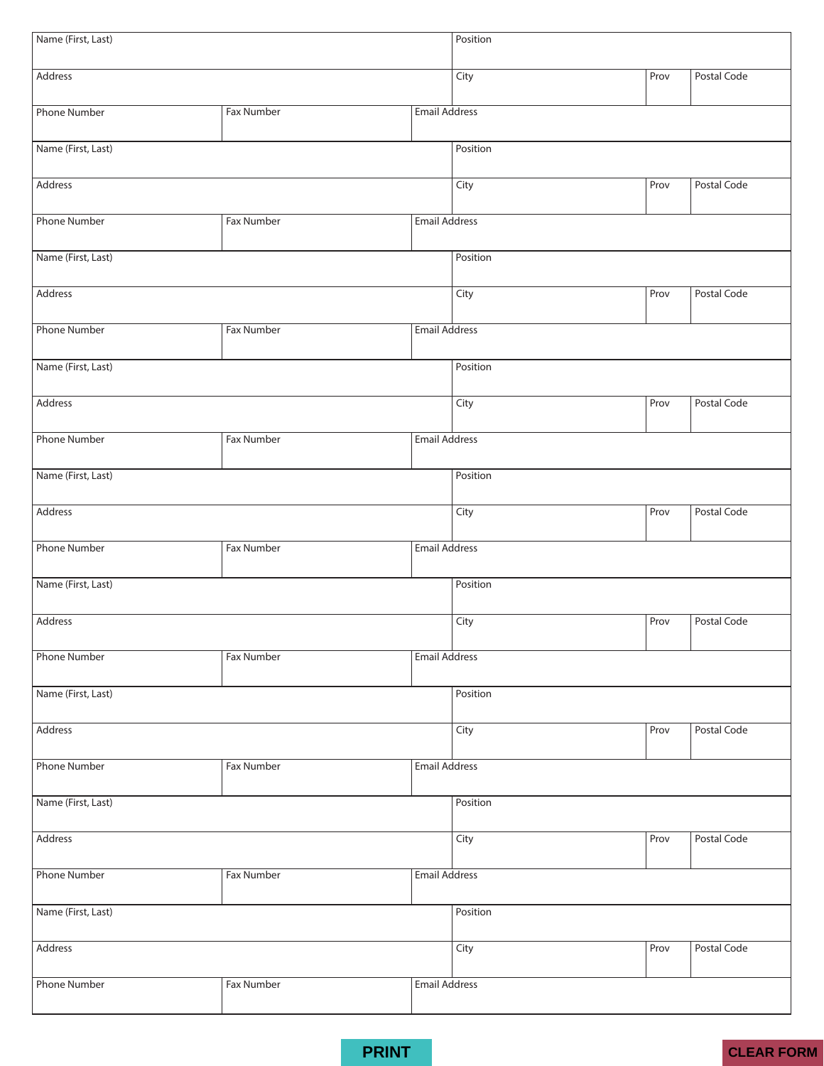| | | | | | |
|---|---|---|---|---|---|
| Name (First, Last) | | | Position | | |
| Address | | | City | Prov | Postal Code |
| Phone Number | Fax Number | Email Address | | | |
| Name (First, Last) | | | Position | | |
| Address | | | City | Prov | Postal Code |
| Phone Number | Fax Number | Email Address | | | |
| Name (First, Last) | | | Position | | |
| Address | | | City | Prov | Postal Code |
| Phone Number | Fax Number | Email Address | | | |
| Name (First, Last) | | | Position | | |
| Address | | | City | Prov | Postal Code |
| Phone Number | Fax Number | Email Address | | | |
| Name (First, Last) | | | Position | | |
| Address | | | City | Prov | Postal Code |
| Phone Number | Fax Number | Email Address | | | |
| Name (First, Last) | | | Position | | |
| Address | | | City | Prov | Postal Code |
| Phone Number | Fax Number | Email Address | | | |
| Name (First, Last) | | | Position | | |
| Address | | | City | Prov | Postal Code |
| Phone Number | Fax Number | Email Address | | | |
| Name (First, Last) | | | Position | | |
| Address | | | City | Prov | Postal Code |
| Phone Number | Fax Number | Email Address | | | |

PRINT

CLEAR FORM